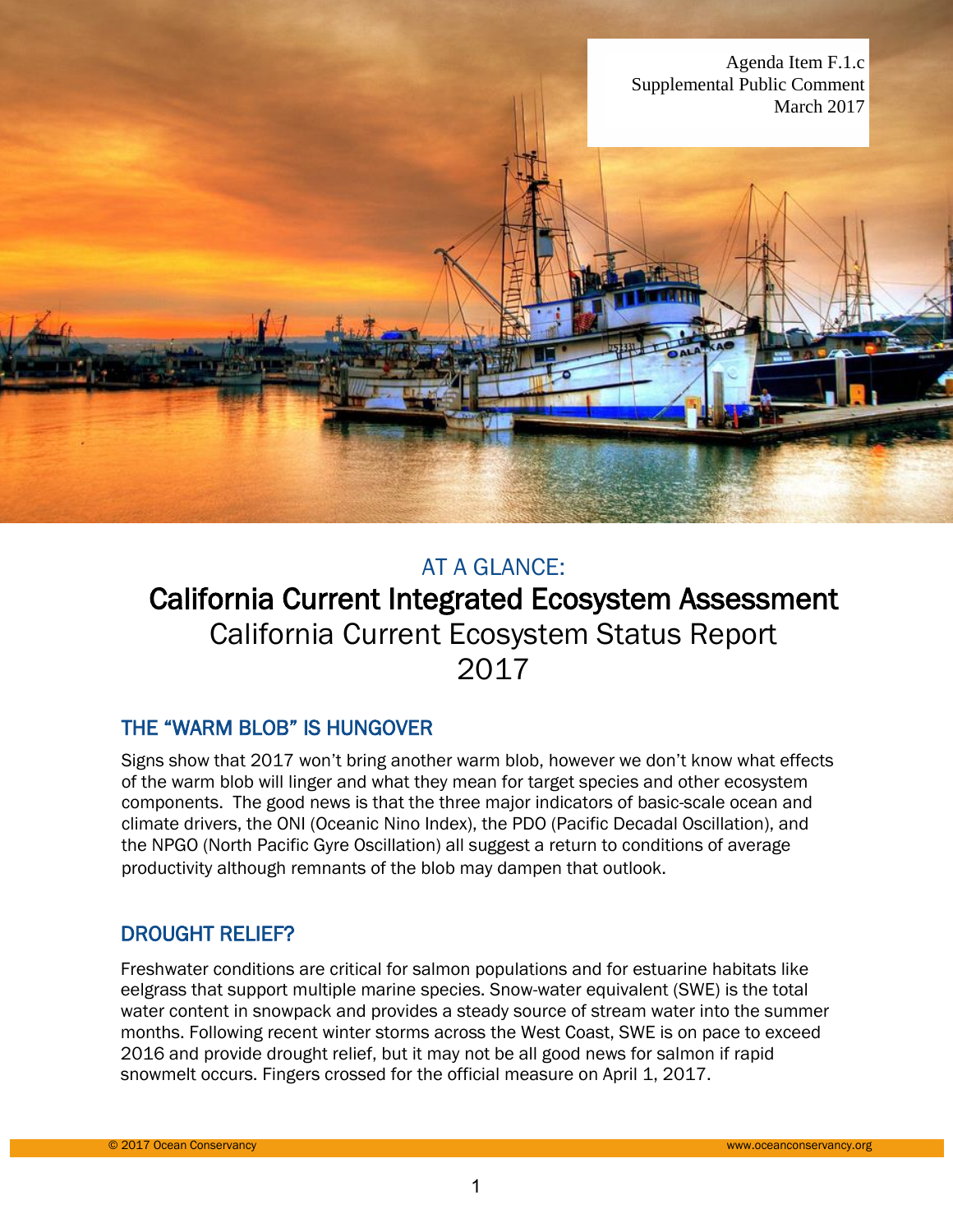Agenda Item F.1.c
Supplemental Public Comment
March 2017

# AT A GLANCE:

# California Current Integrated Ecosystem Assessment

## California Current Ecosystem Status Report 2017

### THE "WARM BLOB" IS HUNGOVER

Signs show that 2017 won't bring another warm blob, however we don't know what effects of the warm blob will linger and what they mean for target species and other ecosystem components. The good news is that the three major indicators of basic-scale ocean and climate drivers, the ONI (Oceanic Nino Index), the PDO (Pacific Decadal Oscillation), and the NPGO (North Pacific Gyre Oscillation) all suggest a return to conditions of average productivity although remnants of the blob may dampen that outlook.

### DROUGHT RELIEF?

Freshwater conditions are critical for salmon populations and for estuarine habitats like eelgrass that support multiple marine species. Snow-water equivalent (SWE) is the total water content in snowpack and provides a steady source of stream water into the summer months. Following recent winter storms across the West Coast, SWE is on pace to exceed 2016 and provide drought relief, but it may not be all good news for salmon if rapid snowmelt occurs. Fingers crossed for the official measure on April 1, 2017.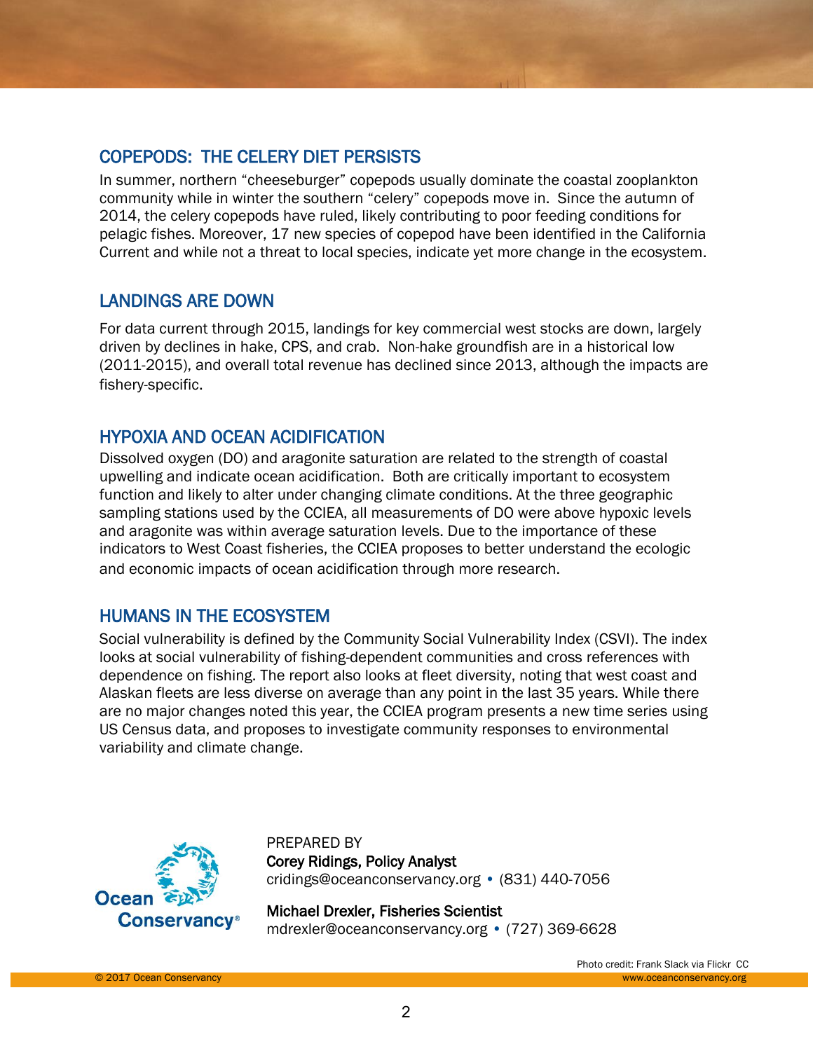## COPEPODS: THE CELERY DIET PERSISTS

In summer, northern "cheeseburger" copepods usually dominate the coastal zooplankton community while in winter the southern "celery" copepods move in. Since the autumn of 2014, the celery copepods have ruled, likely contributing to poor feeding conditions for pelagic fishes. Moreover, 17 new species of copepod have been identified in the California Current and while not a threat to local species, indicate yet more change in the ecosystem.

## LANDINGS ARE DOWN

For data current through 2015, landings for key commercial west stocks are down, largely driven by declines in hake, CPS, and crab. Non-hake groundfish are in a historical low (2011-2015), and overall total revenue has declined since 2013, although the impacts are fishery-specific.

## HYPOXIA AND OCEAN ACIDIFICATION

Dissolved oxygen (DO) and aragonite saturation are related to the strength of coastal upwelling and indicate ocean acidification. Both are critically important to ecosystem function and likely to alter under changing climate conditions. At the three geographic sampling stations used by the CCIEA, all measurements of DO were above hypoxic levels and aragonite was within average saturation levels. Due to the importance of these indicators to West Coast fisheries, the CCIEA proposes to better understand the ecologic and economic impacts of ocean acidification through more research.

## HUMANS IN THE ECOSYSTEM

Social vulnerability is defined by the Community Social Vulnerability Index (CSVI). The index looks at social vulnerability of fishing-dependent communities and cross references with dependence on fishing. The report also looks at fleet diversity, noting that west coast and Alaskan fleets are less diverse on average than any point in the last 35 years. While there are no major changes noted this year, the CCIEA program presents a new time series using US Census data, and proposes to investigate community responses to environmental variability and climate change.

Ocean Conservancy®

PREPARED BY

**Corey Ridings, Policy Analyst**
cridings@oceanconservancy.org • (831) 440-7056

**Michael Drexler, Fisheries Scientist**
mdrexler@oceanconservancy.org • (727) 369-6628

Photo credit: Frank Slack via Flickr CC

© 2017 Ocean Conservancy

www.oceanconservancy.org